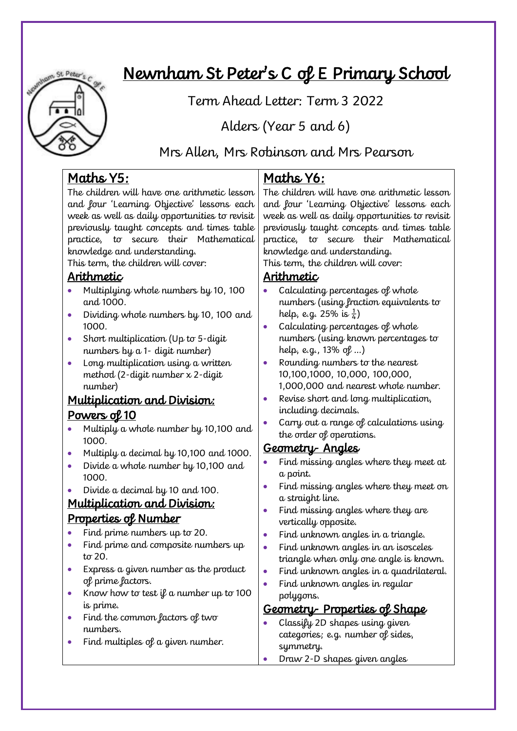# Newnham St Peter's C of E Primary School

Term Ahead Letter: Term 3 2022

Alders (Year 5 and 6)

Mrs Allen, Mrs Robinson and Mrs Pearson

## Maths Y5:

The children will have one arithmetic lesson and four 'Learning Objective' lessons each week as well as daily opportunities to revisit previously taught concepts and times table practice, to secure their Mathematical knowledge and understanding.

This term, the children will cover:

### Arithmetic

- Multiplying whole numbers by 10, 100 and 1000.
- Dividing whole numbers by 10, 100 and 1000.
- Short multiplication (Up to 5-digit numbers by a 1- digit number)
- Long multiplication using a written method (2-digit number x 2-digit number)

### Multiplication and Division: Powers of 10

- Multiply a whole number by 10,100 and 1000.
- Multiply a decimal by 10,100 and 1000.
- Divide a whole number by 10,100 and 1000.
- Divide a decimal by 10 and 100.

### Multiplication and Division: Properties of Number

- Find prime numbers up to 20.
- Find prime and composite numbers up to 20.
- Express a given number as the product of prime factors.
- Know how to test if a number up to 100 is prime.
- Find the common factors of two numbers.
- Find multiples of a given number.

## Maths Y6:

The children will have one arithmetic lesson and four 'Learning Objective' lessons each week as well as daily opportunities to revisit previously taught concepts and times table practice, to secure their Mathematical knowledge and understanding.

This term, the children will cover:

### Arithmetic

- Calculating percentages of whole numbers (using fraction equivalents to help, e.g. 25% is $\frac{1}{4}$)
- Calculating percentages of whole numbers (using known percentages to help, e.g., 13% of ...)
- Rounding numbers to the nearest 10,100,1000, 10,000, 100,000, 1,000,000 and nearest whole number.
- Revise short and long multiplication, including decimals.
- Carry out a range of calculations using the order of operations.

### Geometry- Angles

- Find missing angles where they meet at a point.
- Find missing angles where they meet on a straight line.
- Find missing angles where they are vertically opposite.
- Find unknown angles in a triangle.
- Find unknown angles in an isosceles triangle when only one angle is known.
- Find unknown angles in a quadrilateral.
- Find unknown angles in regular polygons.

### Geometry- Properties of Shape

- Classify 2D shapes using given categories; e.g. number of sides, symmetry.
- Draw 2-D shapes given angles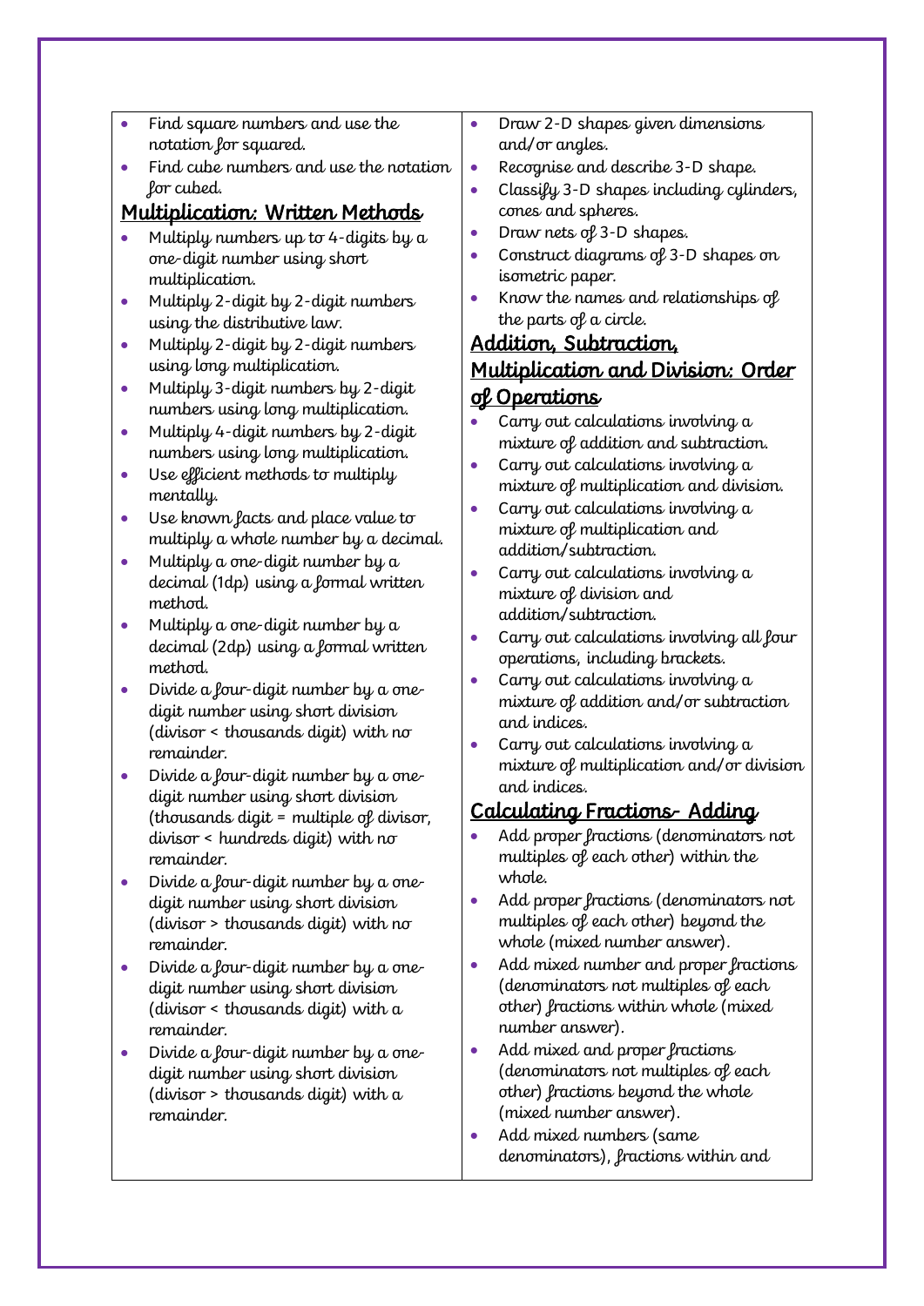- Find square numbers and use the notation for squared.
- Find cube numbers and use the notation for cubed.

## Multiplication: Written Methods

- Multiply numbers up to 4-digits by a one-digit number using short multiplication.
- Multiply 2-digit by 2-digit numbers using the distributive law.
- Multiply 2-digit by 2-digit numbers using long multiplication.
- Multiply 3-digit numbers by 2-digit numbers using long multiplication.
- Multiply 4-digit numbers by 2-digit numbers using long multiplication.
- Use efficient methods to multiply mentally.
- Use known facts and place value to multiply a whole number by a decimal.
- Multiply a one-digit number by a decimal (1dp) using a formal written method.
- Multiply a one-digit number by a decimal (2dp) using a formal written method.
- Divide a four-digit number by a one-digit number using short division (divisor < thousands digit) with no remainder.
- Divide a four-digit number by a one-digit number using short division (thousands digit = multiple of divisor, divisor < hundreds digit) with no remainder.
- Divide a four-digit number by a one-digit number using short division (divisor > thousands digit) with no remainder.
- Divide a four-digit number by a one-digit number using short division (divisor < thousands digit) with a remainder.
- Divide a four-digit number by a one-digit number using short division (divisor > thousands digit) with a remainder.
- Draw 2-D shapes given dimensions and/or angles.
- Recognise and describe 3-D shape.
- Classify 3-D shapes including cylinders, cones and spheres.
- Draw nets of 3-D shapes.
- Construct diagrams of 3-D shapes on isometric paper.
- Know the names and relationships of the parts of a circle.

## Addition, Subtraction, Multiplication and Division: Order of Operations

- Carry out calculations involving a mixture of addition and subtraction.
- Carry out calculations involving a mixture of multiplication and division.
- Carry out calculations involving a mixture of multiplication and addition/subtraction.
- Carry out calculations involving a mixture of division and addition/subtraction.
- Carry out calculations involving all four operations, including brackets.
- Carry out calculations involving a mixture of addition and/or subtraction and indices.
- Carry out calculations involving a mixture of multiplication and/or division and indices.

## Calculating Fractions- Adding

- Add proper fractions (denominators not multiples of each other) within the whole.
- Add proper fractions (denominators not multiples of each other) beyond the whole (mixed number answer).
- Add mixed number and proper fractions (denominators not multiples of each other) fractions within whole (mixed number answer).
- Add mixed and proper fractions (denominators not multiples of each other) fractions beyond the whole (mixed number answer).
- Add mixed numbers (same denominators), fractions within and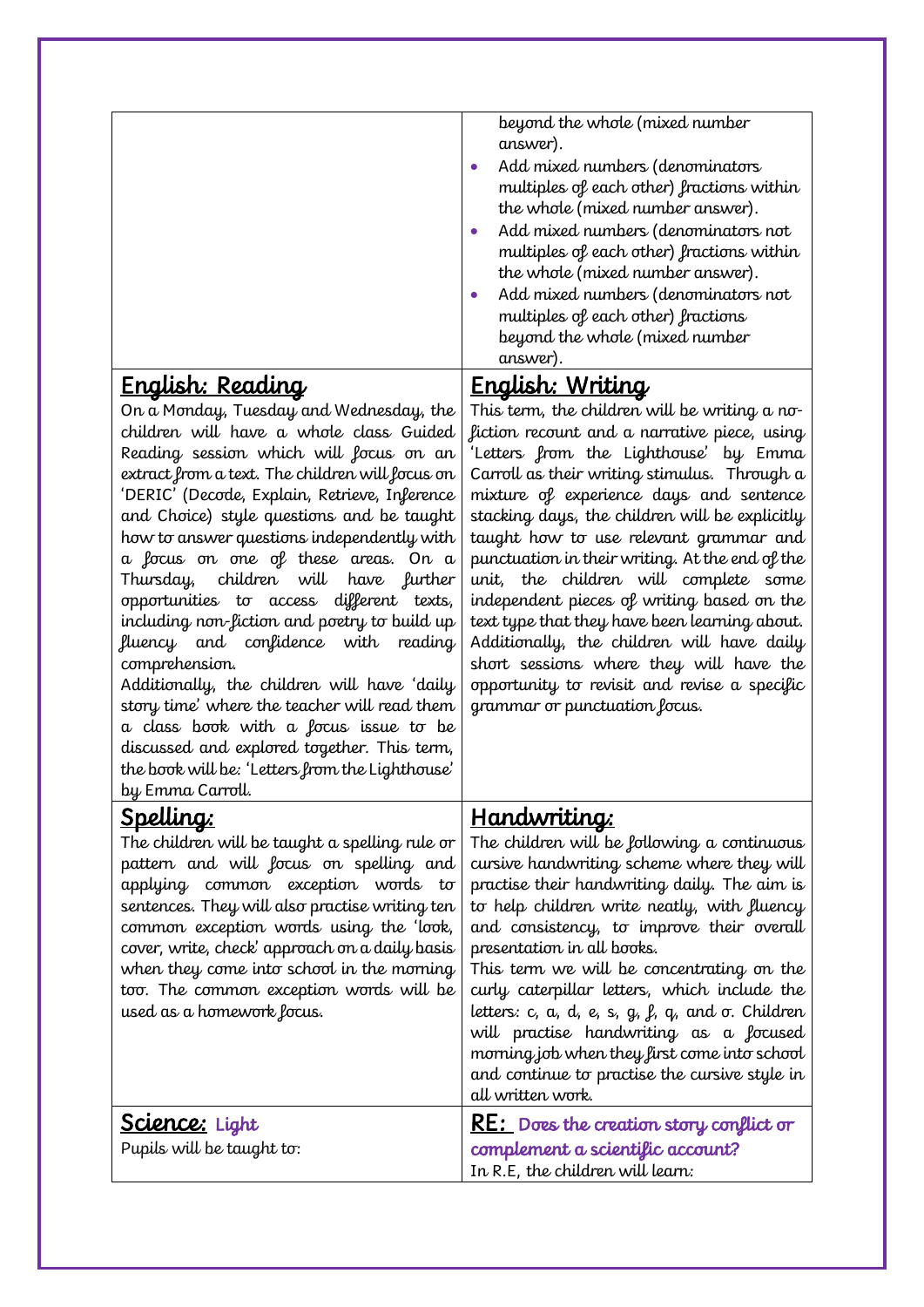| | |
|---|---|
| | beyond the whole (mixed number answer).<br>• Add mixed numbers (denominators multiples of each other) fractions within the whole (mixed number answer).<br>• Add mixed numbers (denominators not multiples of each other) fractions within the whole (mixed number answer).<br>• Add mixed numbers (denominators not multiples of each other) fractions beyond the whole (mixed number answer). |
| **English: Reading**<br>On a Monday, Tuesday and Wednesday, the children will have a whole class Guided Reading session which will focus on an extract from a text. The children will focus on 'DERIC' (Decode, Explain, Retrieve, Inference and Choice) style questions and be taught how to answer questions independently with a focus on one of these areas. On a Thursday, children will have further opportunities to access different texts, including non-fiction and poetry to build up fluency and confidence with reading comprehension.<br>Additionally, the children will have 'daily story time' where the teacher will read them a class book with a focus issue to be discussed and explored together. This term, the book will be: 'Letters from the Lighthouse' by Emma Carroll. | **English: Writing**<br>This term, the children will be writing a no-fiction recount and a narrative piece, using 'Letters from the Lighthouse' by Emma Carroll as their writing stimulus. Through a mixture of experience days and sentence stacking days, the children will be explicitly taught how to use relevant grammar and punctuation in their writing. At the end of the unit, the children will complete some independent pieces of writing based on the text type that they have been learning about. Additionally, the children will have daily short sessions where they will have the opportunity to revisit and revise a specific grammar or punctuation focus. |
| **Spelling:**<br>The children will be taught a spelling rule or pattern and will focus on spelling and applying common exception words to sentences. They will also practise writing ten common exception words using the 'look, cover, write, check' approach on a daily basis when they come into school in the morning too. The common exception words will be used as a homework focus. | **Handwriting:**<br>The children will be following a continuous cursive handwriting scheme where they will practise their handwriting daily. The aim is to help children write neatly, with fluency and consistency, to improve their overall presentation in all books.<br>This term we will be concentrating on the curly caterpillar letters, which include the letters: c, a, d, e, s, g, f, q, and o. Children will practise handwriting as a focused morning job when they first come into school and continue to practise the cursive style in all written work. |
| **Science: Light**<br>Pupils will be taught to: | **RE: Does the creation story conflict or complement a scientific account?**<br>In R.E, the children will learn: |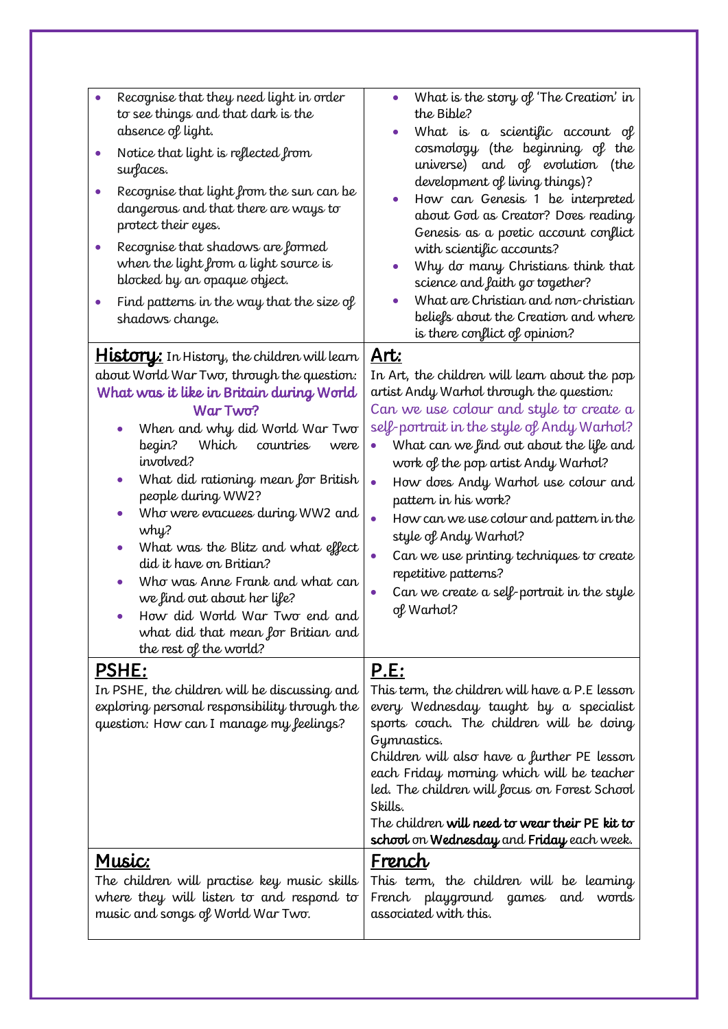- Recognise that they need light in order to see things and that dark is the absence of light.
- Notice that light is reflected from surfaces.
- Recognise that light from the sun can be dangerous and that there are ways to protect their eyes.
- Recognise that shadows are formed when the light from a light source is blocked by an opaque object.
- Find patterns in the way that the size of shadows change.

- What is the story of 'The Creation' in the Bible?
- What is a scientific account of cosmology (the beginning of the universe) and of evolution (the development of living things)?
- How can Genesis 1 be interpreted about God as Creator? Does reading Genesis as a poetic account conflict with scientific accounts?
- Why do many Christians think that science and faith go together?
- What are Christian and non-christian beliefs about the Creation and where is there conflict of opinion?

**History:** In History, the children will learn about World War Two, through the question: **What was it like in Britain during World War Two?**

- When and why did World War Two begin? Which countries were involved?
- What did rationing mean for British people during WW2?
- Who were evacuees during WW2 and why?
- What was the Blitz and what effect did it have on Britian?
- Who was Anne Frank and what can we find out about her life?
- How did World War Two end and what did that mean for Britian and the rest of the world?

**Art:**

In Art, the children will learn about the pop artist Andy Warhol through the question: Can we use colour and style to create a self-portrait in the style of Andy Warhol?

- What can we find out about the life and work of the pop artist Andy Warhol?
- How does Andy Warhol use colour and pattern in his work?
- How can we use colour and pattern in the style of Andy Warhol?
- Can we use printing techniques to create repetitive patterns?
- Can we create a self-portrait in the style of Warhol?

**PSHE:**

In PSHE, the children will be discussing and exploring personal responsibility through the question: How can I manage my feelings?

**P.E:**

This term, the children will have a P.E lesson every Wednesday taught by a specialist sports coach. The children will be doing Gymnastics.
Children will also have a further PE lesson each Friday morning which will be teacher led. The children will focus on Forest School Skills.
The children **will need to wear their PE kit to school** on **Wednesday** and **Friday** each week.

**Music:**

The children will practise key music skills where they will listen to and respond to music and songs of World War Two.

**French**

This term, the children will be learning French playground games and words associated with this.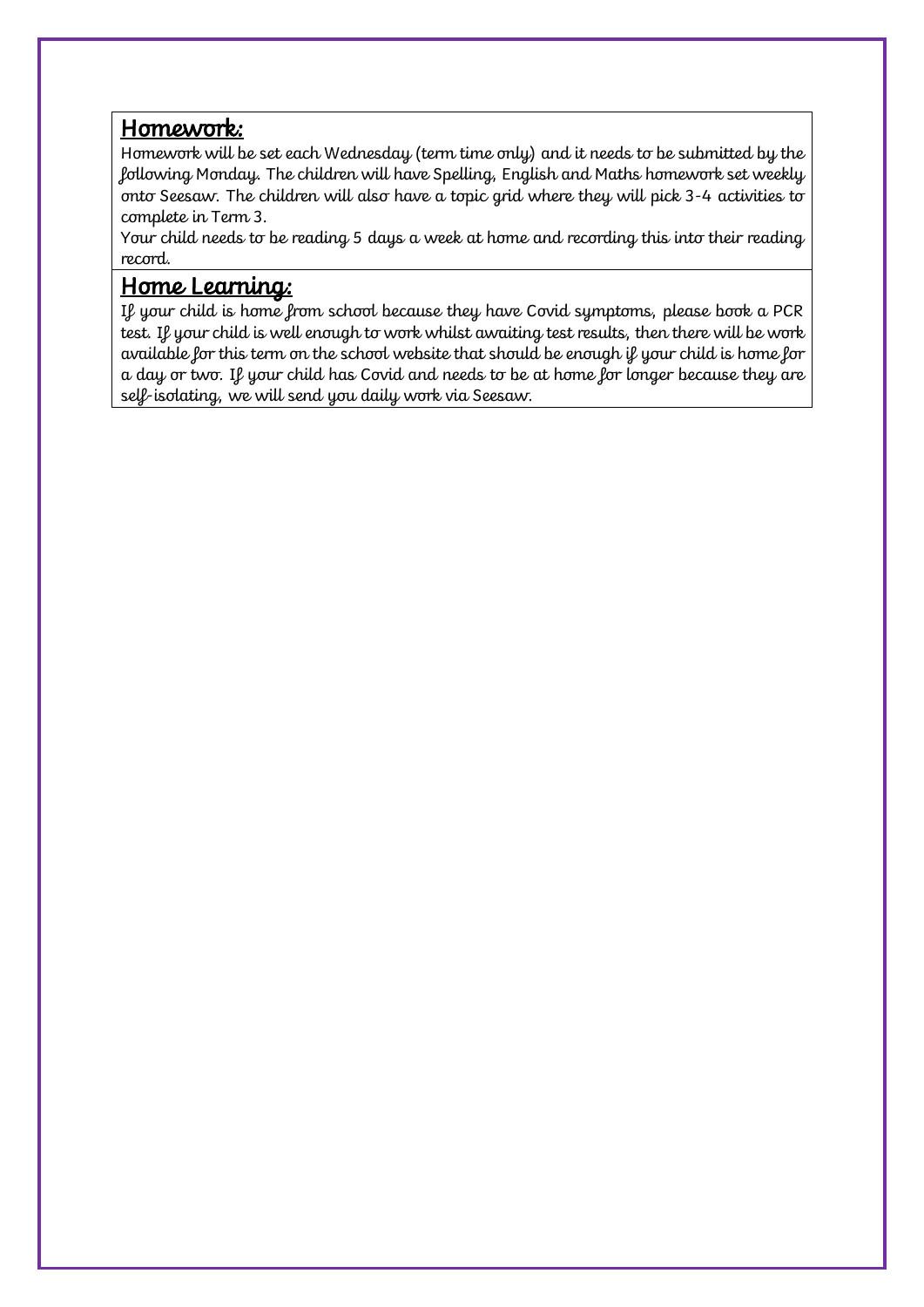## Homework:

Homework will be set each Wednesday (term time only) and it needs to be submitted by the following Monday. The children will have Spelling, English and Maths homework set weekly onto Seesaw. The children will also have a topic grid where they will pick 3-4 activities to complete in Term 3.

Your child needs to be reading 5 days a week at home and recording this into their reading record.

## Home Learning:

If your child is home from school because they have Covid symptoms, please book a PCR test. If your child is well enough to work whilst awaiting test results, then there will be work available for this term on the school website that should be enough if your child is home for a day or two. If your child has Covid and needs to be at home for longer because they are self-isolating, we will send you daily work via Seesaw.